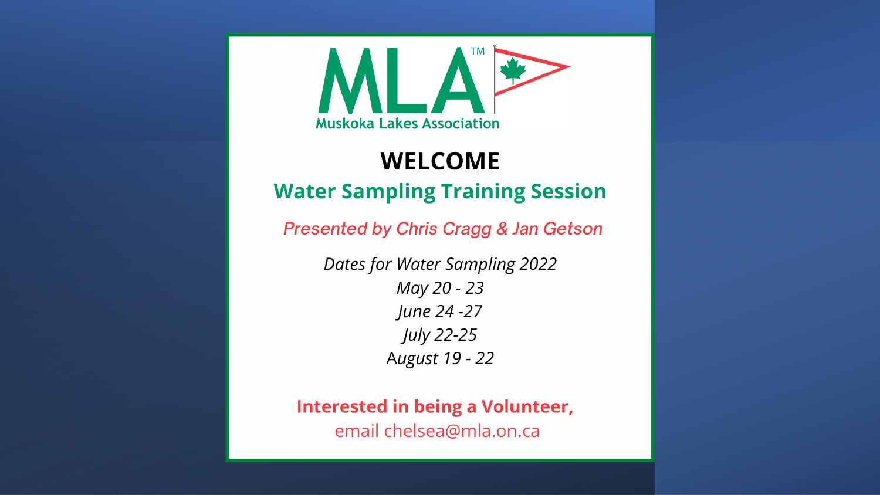MLA™

Muskoka Lakes Association

# WELCOME

## Water Sampling Training Session

*Presented by Chris Cragg & Jan Getson*

*Dates for Water Sampling 2022*
*May 20 - 23*
*June 24 -27*
*July 22-25*
*August 19 - 22*

**Interested in being a Volunteer,**
email chelsea@mla.on.ca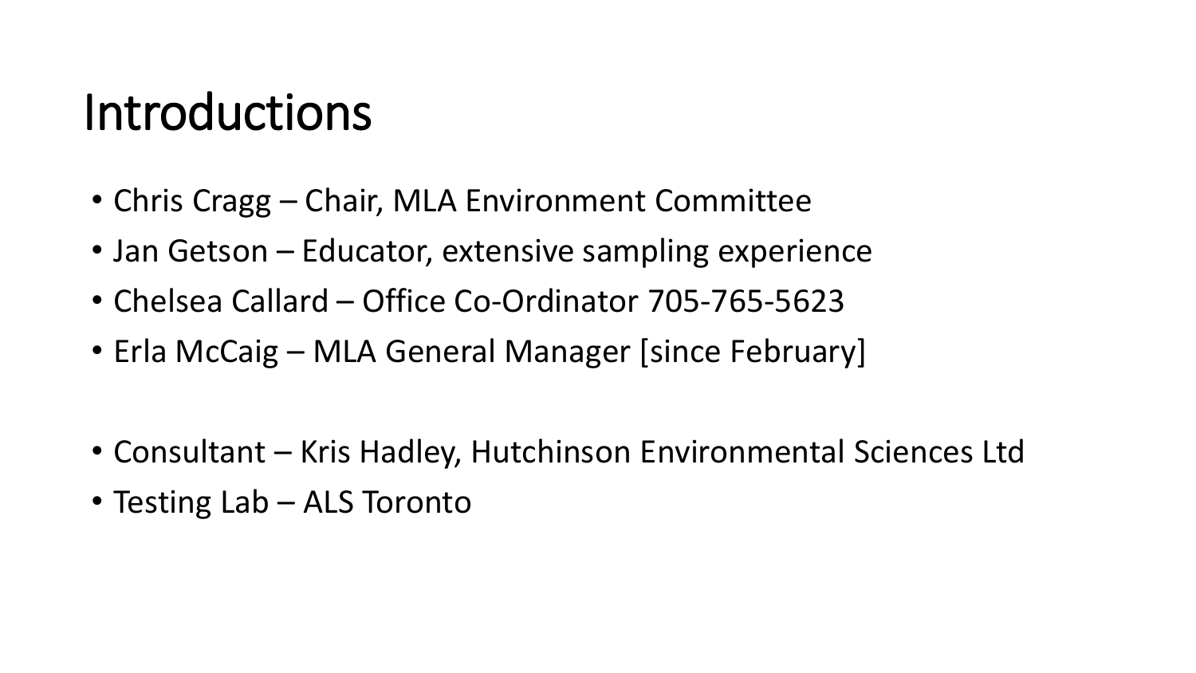# Introductions

- Chris Cragg – Chair, MLA Environment Committee
- Jan Getson – Educator, extensive sampling experience
- Chelsea Callard – Office Co-Ordinator 705-765-5623
- Erla McCaig – MLA General Manager [since February]

- Consultant – Kris Hadley, Hutchinson Environmental Sciences Ltd
- Testing Lab – ALS Toronto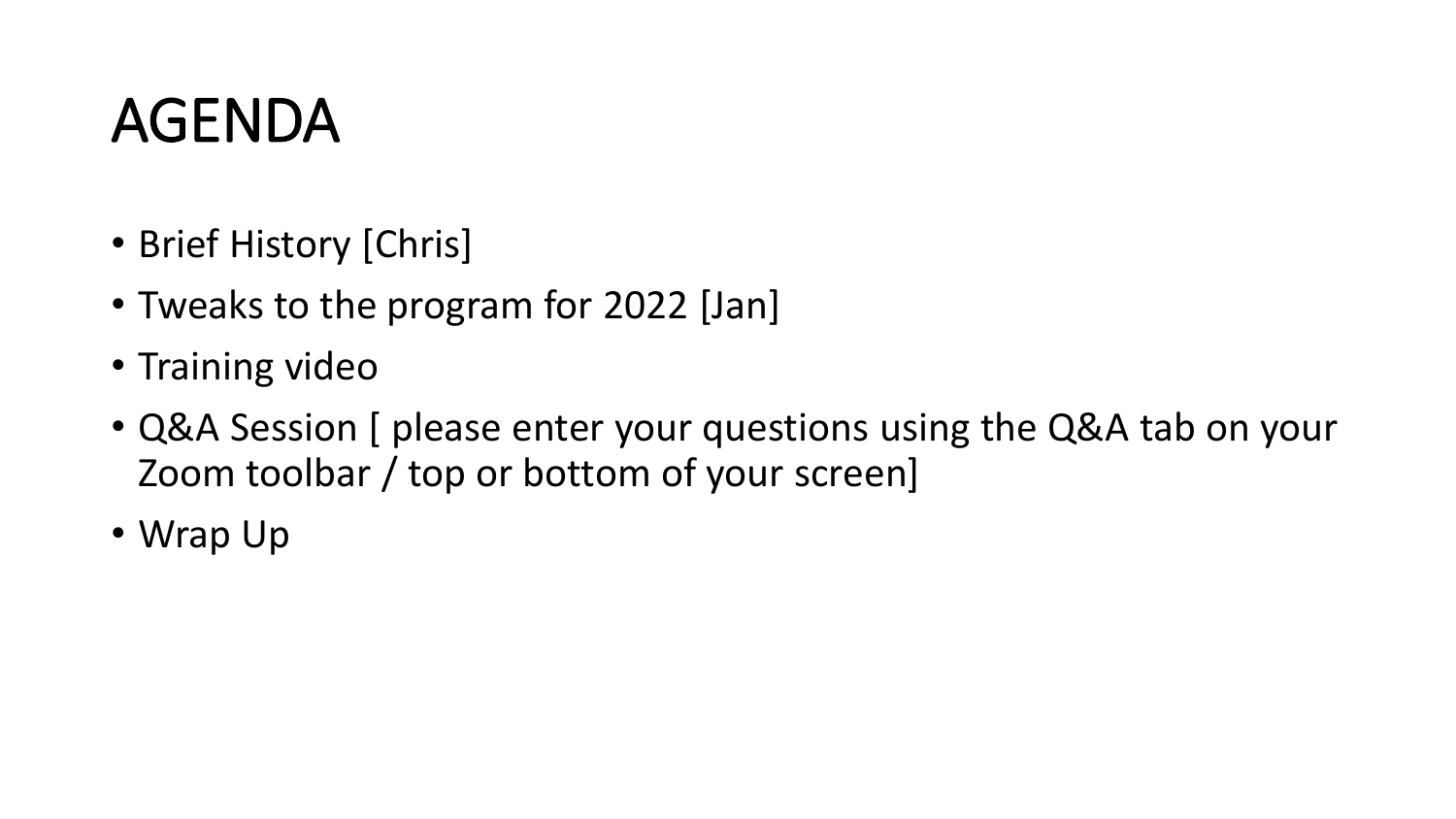# AGENDA

- Brief History [Chris]
- Tweaks to the program for 2022 [Jan]
- Training video
- Q&A Session [ please enter your questions using the Q&A tab on your Zoom toolbar / top or bottom of your screen]
- Wrap Up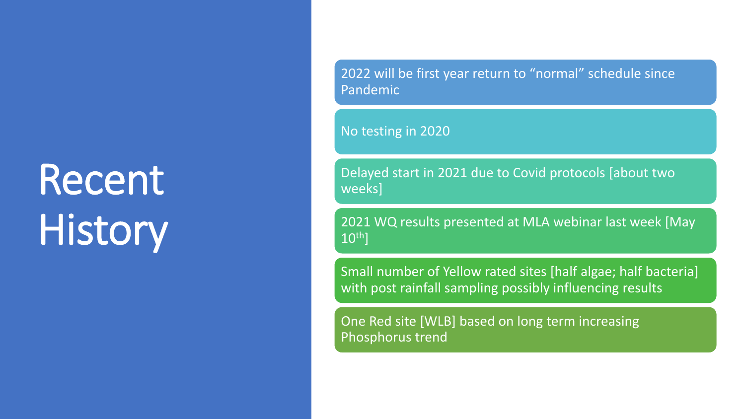# Recent History

- 2022 will be first year return to “normal” schedule since Pandemic
- No testing in 2020
- Delayed start in 2021 due to Covid protocols [about two weeks]
- 2021 WQ results presented at MLA webinar last week [May 10th]
- Small number of Yellow rated sites [half algae; half bacteria] with post rainfall sampling possibly influencing results
- One Red site [WLB] based on long term increasing Phosphorus trend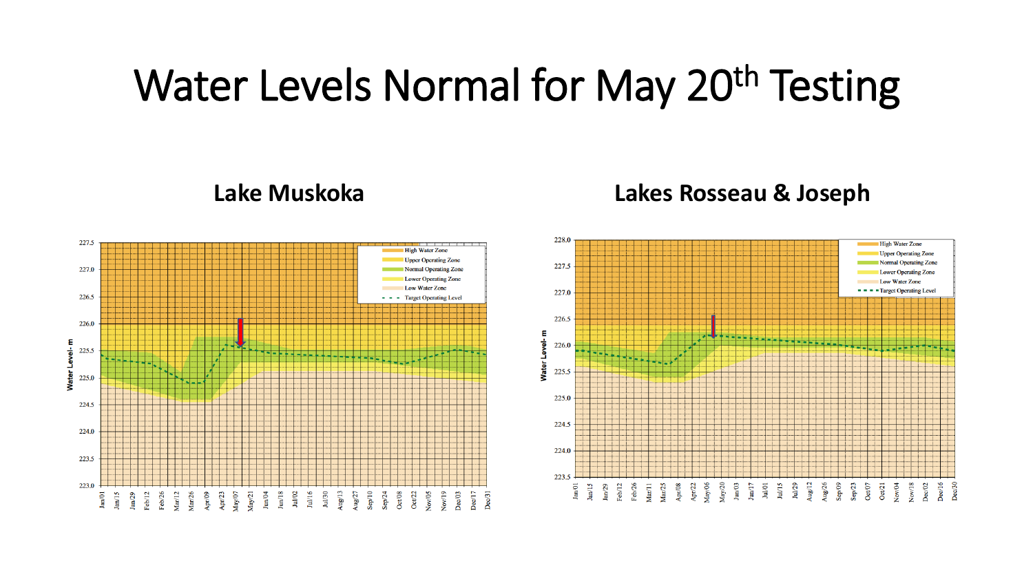# Water Levels Normal for May 20th Testing

## Lake Muskoka

## Lakes Rosseau & Joseph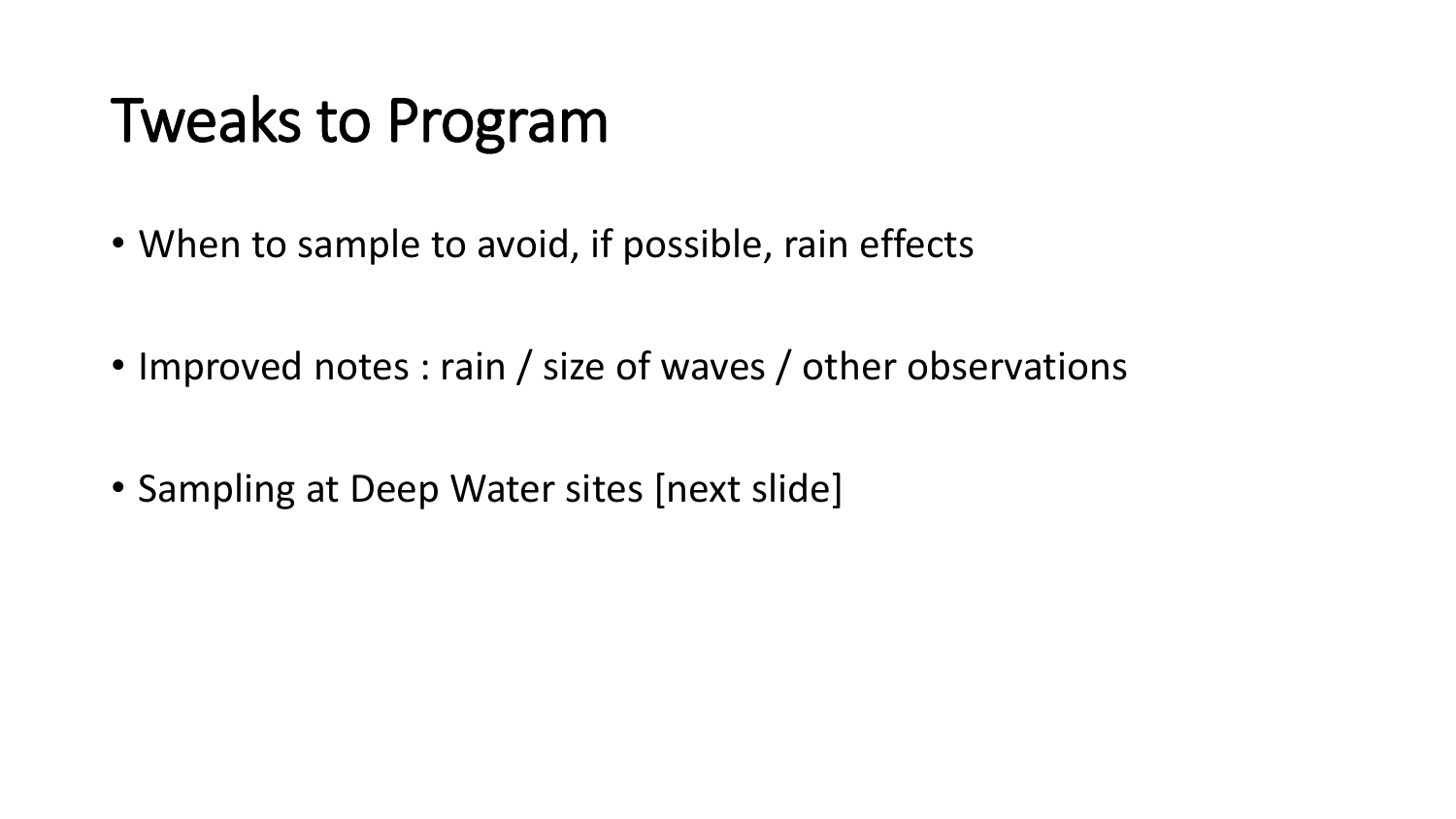# Tweaks to Program

- When to sample to avoid, if possible, rain effects
- Improved notes : rain / size of waves / other observations
- Sampling at Deep Water sites [next slide]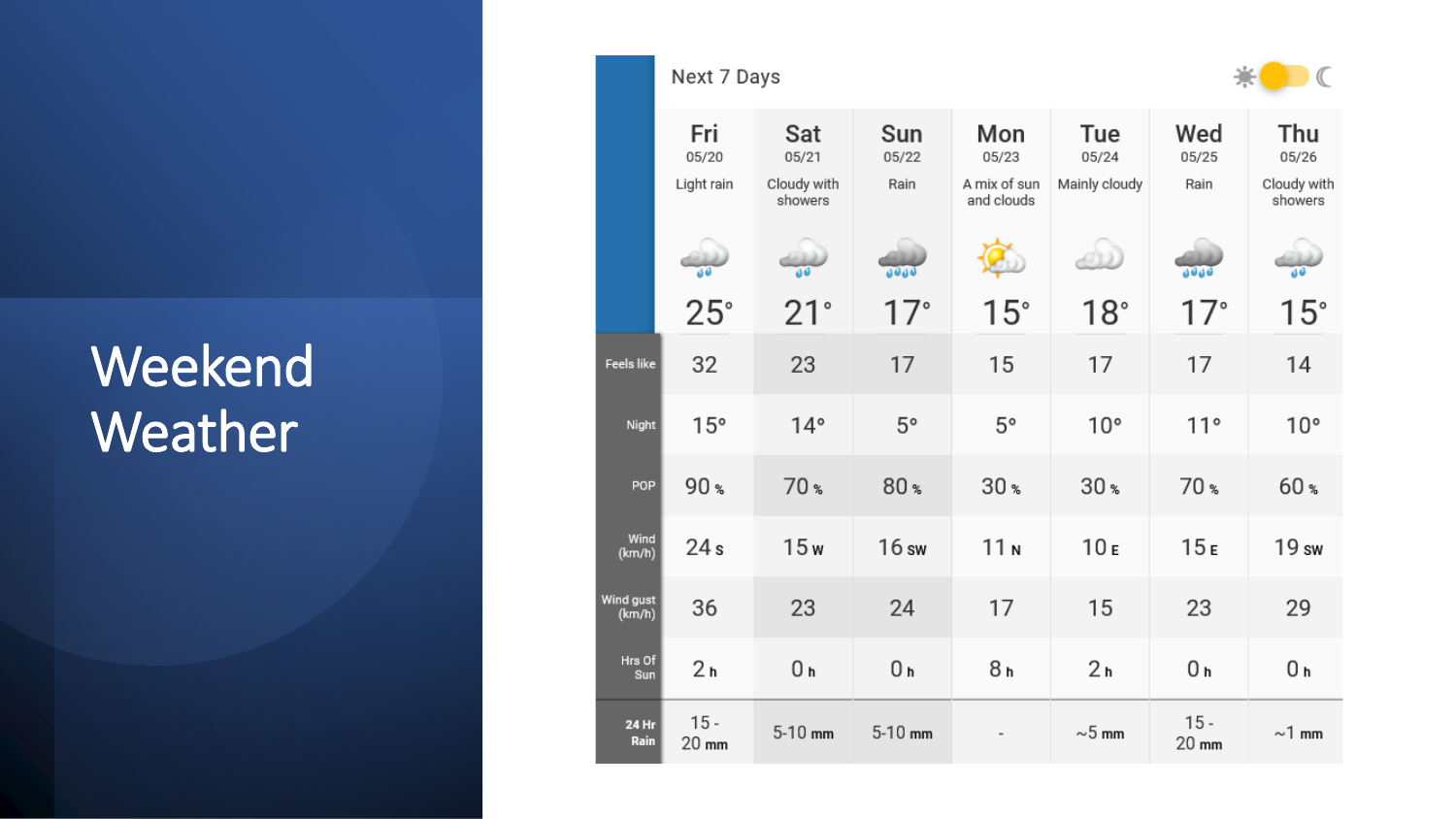# Weekend Weather

**Next 7 Days**

| | Fri 05/20 | Sat 05/21 | Sun 05/22 | Mon 05/23 | Tue 05/24 | Wed 05/25 | Thu 05/26 |
|---|---|---|---|---|---|---|---|
| | Light rain | Cloudy with showers | Rain | A mix of sun and clouds | Mainly cloudy | Rain | Cloudy with showers |
| | 25° | 21° | 17° | 15° | 18° | 17° | 15° |
| Feels like | 32 | 23 | 17 | 15 | 17 | 17 | 14 |
| Night | 15° | 14° | 5° | 5° | 10° | 11° | 10° |
| POP | 90 % | 70 % | 80 % | 30 % | 30 % | 70 % | 60 % |
| Wind (km/h) | 24 S | 15 W | 16 SW | 11 N | 10 E | 15 E | 19 SW |
| Wind gust (km/h) | 36 | 23 | 24 | 17 | 15 | 23 | 29 |
| Hrs Of Sun | 2 h | 0 h | 0 h | 8 h | 2 h | 0 h | 0 h |
| 24 Hr Rain | 15 - 20 mm | 5-10 mm | 5-10 mm | - | ~5 mm | 15 - 20 mm | ~1 mm |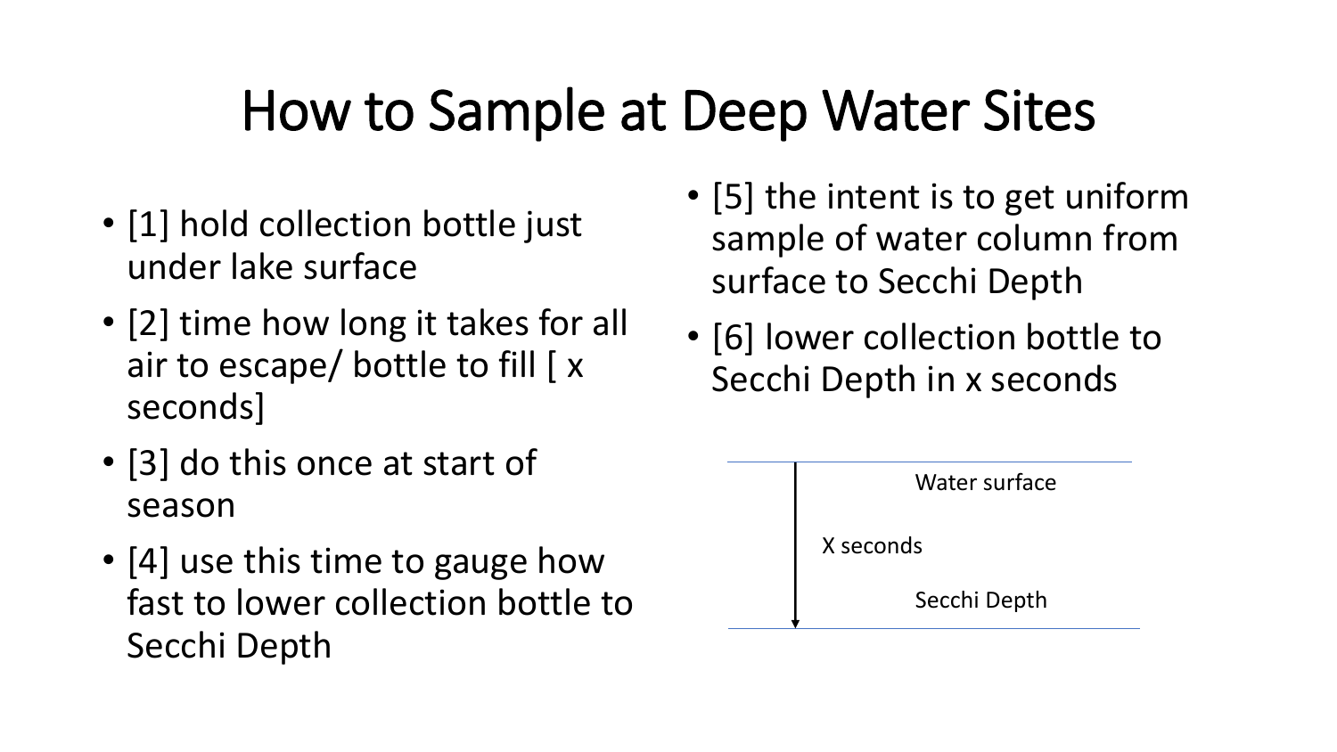# How to Sample at Deep Water Sites

- [1] hold collection bottle just under lake surface
- [2] time how long it takes for all air to escape/ bottle to fill [ x seconds]
- [3] do this once at start of season
- [4] use this time to gauge how fast to lower collection bottle to Secchi Depth
- [5] the intent is to get uniform sample of water column from surface to Secchi Depth
- [6] lower collection bottle to Secchi Depth in x seconds

Water surface

X seconds

Secchi Depth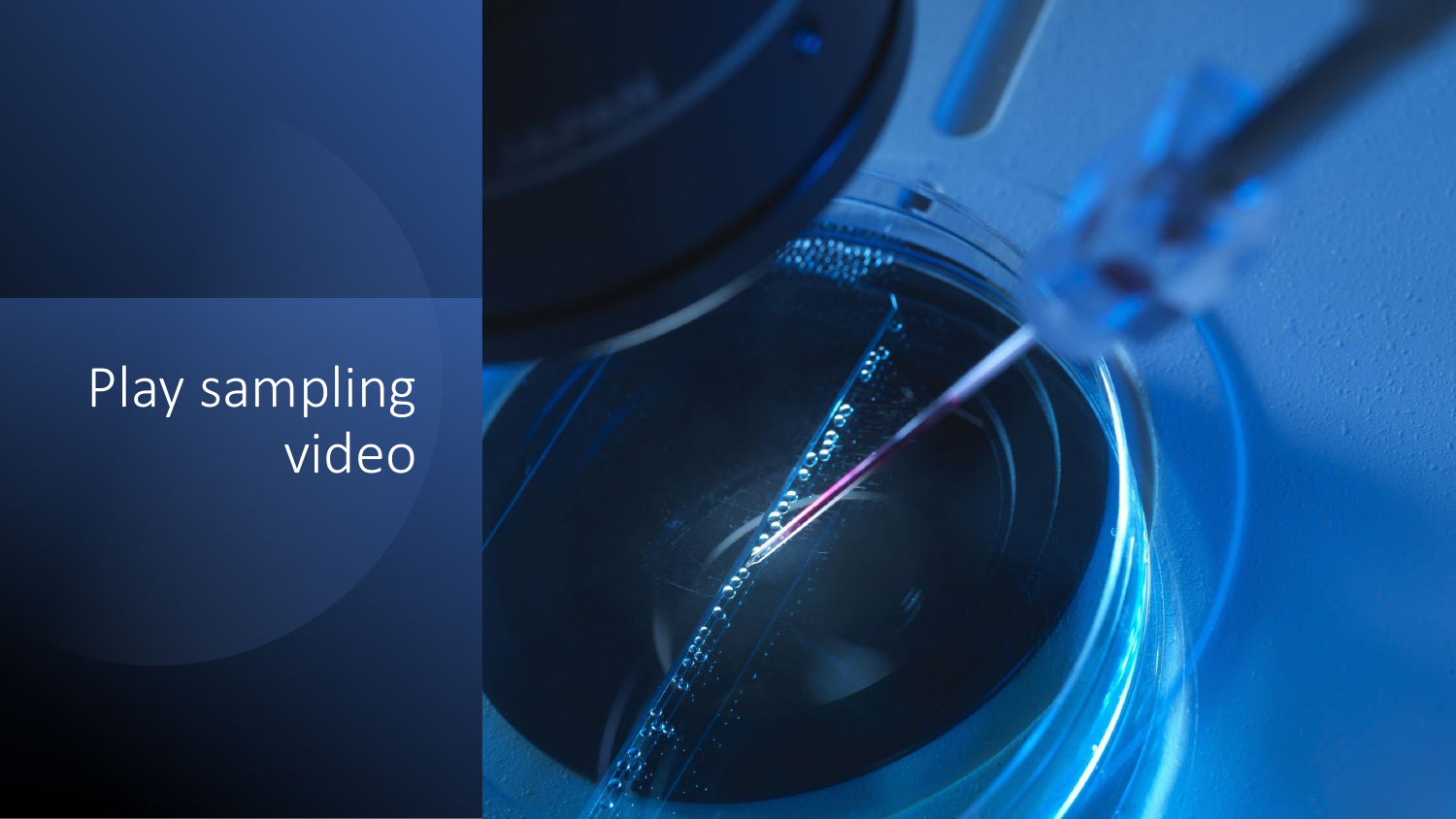# Play sampling video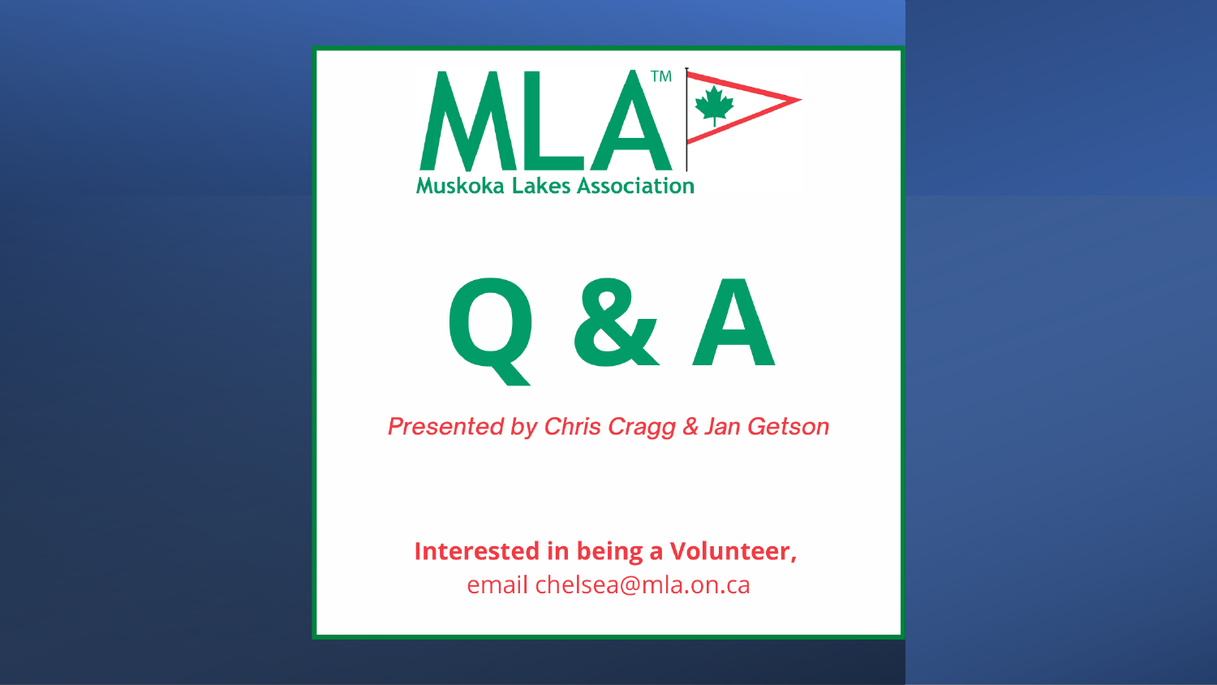MLA™

Muskoka Lakes Association

# Q & A

*Presented by Chris Cragg & Jan Getson*

**Interested in being a Volunteer,**
email chelsea@mla.on.ca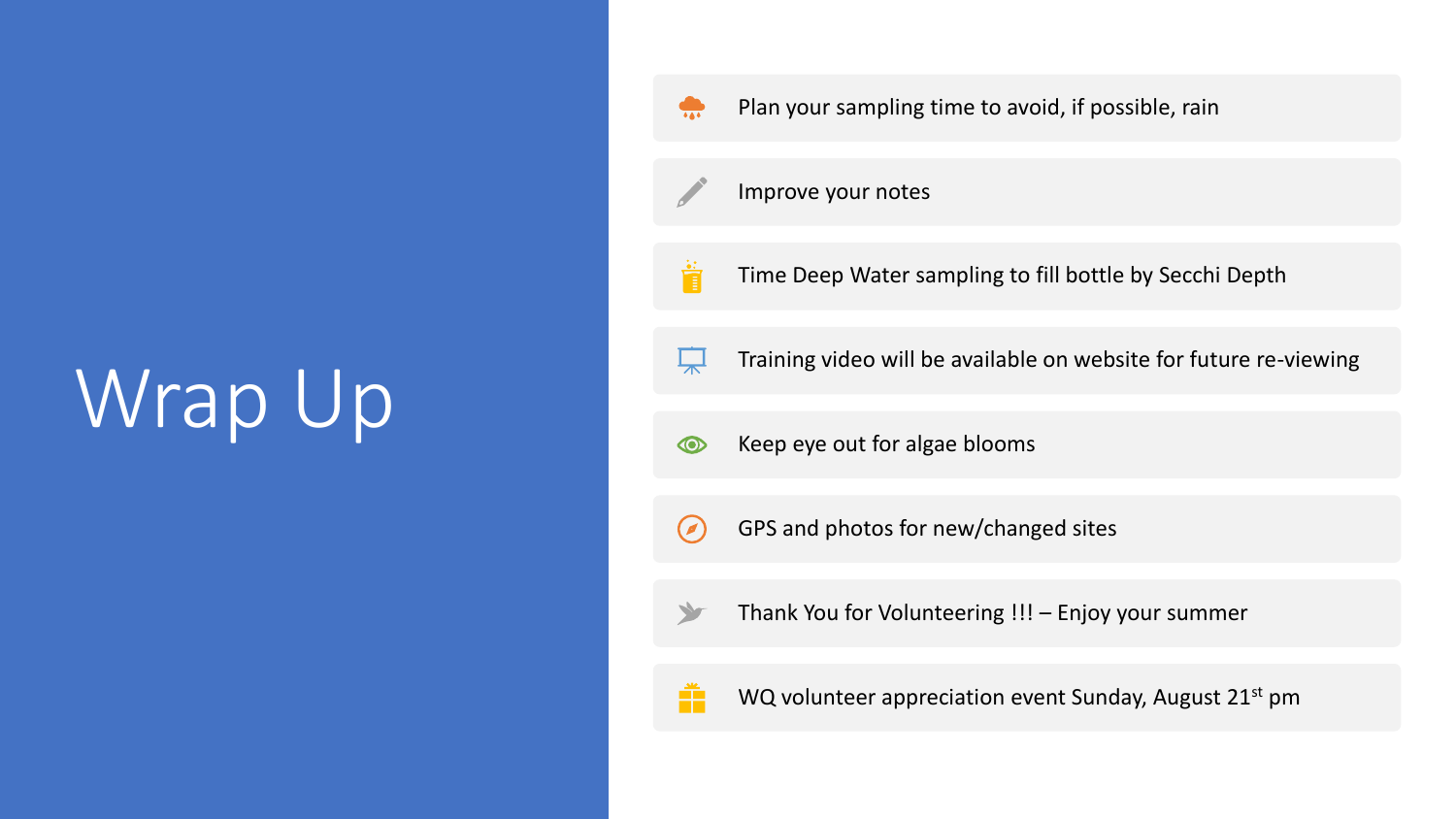# Wrap Up

- Plan your sampling time to avoid, if possible, rain
- Improve your notes
- Time Deep Water sampling to fill bottle by Secchi Depth
- Training video will be available on website for future re-viewing
- Keep eye out for algae blooms
- GPS and photos for new/changed sites
- Thank You for Volunteering !!! – Enjoy your summer
- WQ volunteer appreciation event Sunday, August 21st pm